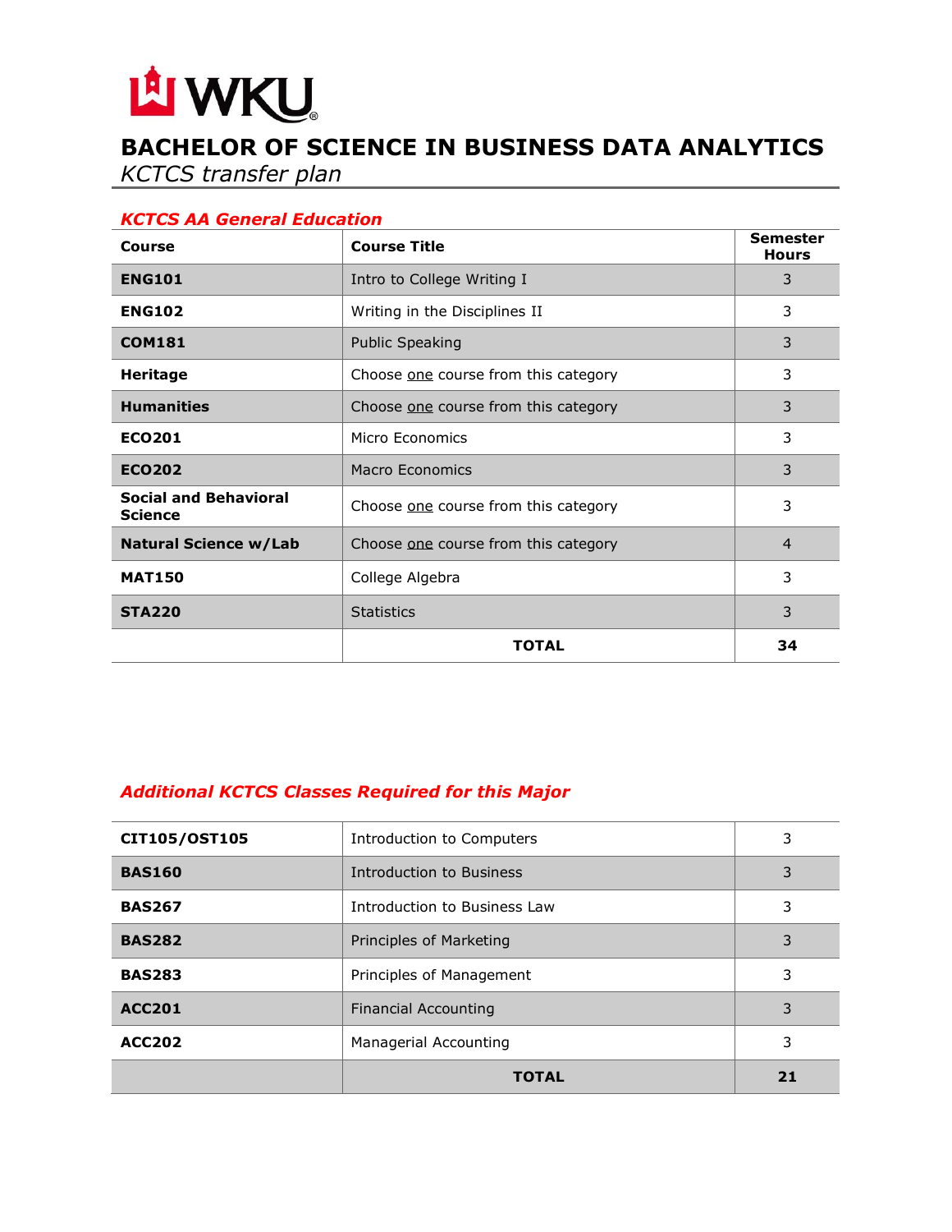WKU

# BACHELOR OF SCIENCE IN BUSINESS DATA ANALYTICS

*KCTCS transfer plan*

## *KCTCS AA General Education*

| Course | Course Title | Semester Hours |
|---|---|---|
| **ENG101** | Intro to College Writing I | 3 |
| **ENG102** | Writing in the Disciplines II | 3 |
| **COM181** | Public Speaking | 3 |
| **Heritage** | Choose one course from this category | 3 |
| **Humanities** | Choose one course from this category | 3 |
| **ECO201** | Micro Economics | 3 |
| **ECO202** | Macro Economics | 3 |
| **Social and Behavioral Science** | Choose one course from this category | 3 |
| **Natural Science w/Lab** | Choose one course from this category | 4 |
| **MAT150** | College Algebra | 3 |
| **STA220** | Statistics | 3 |
| | **TOTAL** | **34** |

## *Additional KCTCS Classes Required for this Major*

| Course | Course Title | Semester Hours |
|---|---|---|
| **CIT105/OST105** | Introduction to Computers | 3 |
| **BAS160** | Introduction to Business | 3 |
| **BAS267** | Introduction to Business Law | 3 |
| **BAS282** | Principles of Marketing | 3 |
| **BAS283** | Principles of Management | 3 |
| **ACC201** | Financial Accounting | 3 |
| **ACC202** | Managerial Accounting | 3 |
| | **TOTAL** | **21** |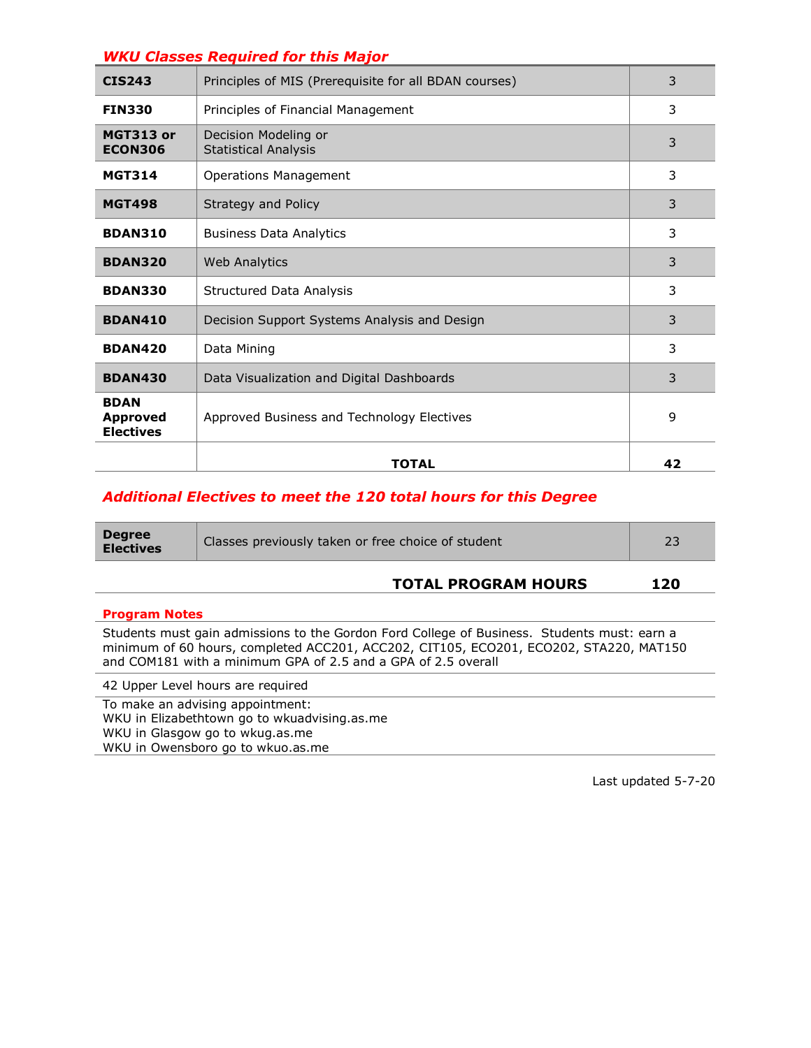### *WKU Classes Required for this Major*

| | | |
|---|---|---|
| **CIS243** | Principles of MIS (Prerequisite for all BDAN courses) | 3 |
| **FIN330** | Principles of Financial Management | 3 |
| **MGT313 or ECON306** | Decision Modeling or Statistical Analysis | 3 |
| **MGT314** | Operations Management | 3 |
| **MGT498** | Strategy and Policy | 3 |
| **BDAN310** | Business Data Analytics | 3 |
| **BDAN320** | Web Analytics | 3 |
| **BDAN330** | Structured Data Analysis | 3 |
| **BDAN410** | Decision Support Systems Analysis and Design | 3 |
| **BDAN420** | Data Mining | 3 |
| **BDAN430** | Data Visualization and Digital Dashboards | 3 |
| **BDAN Approved Electives** | Approved Business and Technology Electives | 9 |
| | **TOTAL** | **42** |

### *Additional Electives to meet the 120 total hours for this Degree*

| | | |
|---|---|---|
| **Degree Electives** | Classes previously taken or free choice of student | 23 |

**TOTAL PROGRAM HOURS 120**

**Program Notes**

Students must gain admissions to the Gordon Ford College of Business. Students must: earn a minimum of 60 hours, completed ACC201, ACC202, CIT105, ECO201, ECO202, STA220, MAT150 and COM181 with a minimum GPA of 2.5 and a GPA of 2.5 overall

42 Upper Level hours are required

To make an advising appointment:
WKU in Elizabethtown go to wkuadvising.as.me
WKU in Glasgow go to wkug.as.me
WKU in Owensboro go to wkuo.as.me

Last updated 5-7-20